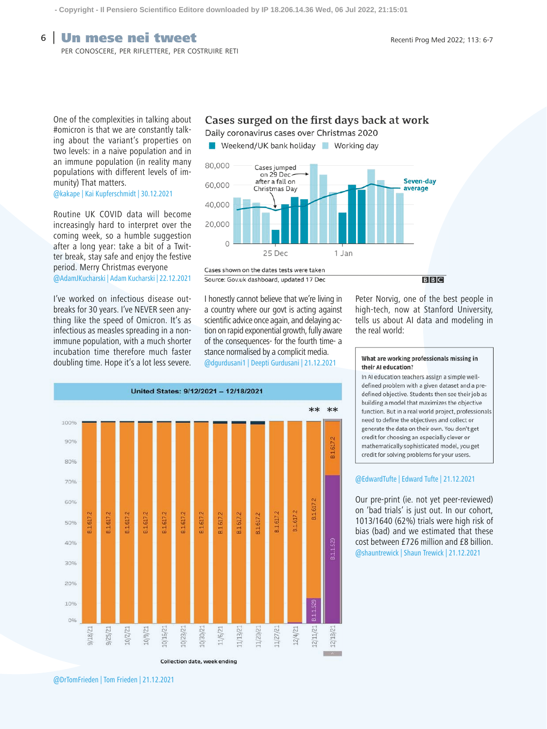# Un mese nei tweet

PER CONOSCERE, PER RIFLETTERE, PER COSTRUIRE RETI

One of the complexities in talking about #omicron is that we are constantly talking about the variant's properties on two levels: in a naive population and in an immune population (in reality many populations with different levels of immunity) That matters.

@kakape | Kai Kupferschmidt | 30.12.2021

Routine UK COVID data will become increasingly hard to interpret over the coming week, so a humble suggestion after a long year: take a bit of a Twitter break, stay safe and enjoy the festive period. Merry Christmas everyone

@AdamJKucharski | Adam Kucharski | 22.12.2021

**Cases surged on the first days back at work**

Daily coronavirus cases over Christmas 2020

Weekend/UK bank holiday | Working day

Cases jumped on 29 Dec after a fall on Christmas Day

Seven-day average

Cases shown on the dates tests were taken

Source: Gov.uk dashboard, updated 17 Dec

BBC

I've worked on infectious disease outbreaks for 30 years. I've NEVER seen anything like the speed of Omicron. It's as infectious as measles spreading in a non-immune population, with a much shorter incubation time therefore much faster doubling time. Hope it's a lot less severe.

I honestly cannot believe that we're living in a country where our govt is acting against scientific advice once again, and delaying action on rapid exponential growth, fully aware of the consequences- for the fourth time- a stance normalised by a complicit media.

@dgurdusani1 | Deepti Gurdusani | 21.12.2021

Peter Norvig, one of the best people in high-tech, now at Stanford University, tells us about AI data and modeling in the real world:

> **What are working professionals missing in their AI education?**
>
> In AI education teachers assign a simple well-defined problem with a given dataset and a pre-defined objective. Students then see their job as building a model that maximizes the objective function. But in a real world project, professionals need to define the objectives and collect or generate the data on their own. You don't get credit for choosing an especially clever or mathematically sophisticated model, you get credit for solving problems for your users.

@EdwardTufte | Edward Tufte | 21.12.2021

Our pre-print (ie. not yet peer-reviewed) on 'bad trials' is just out. In our cohort, 1013/1640 (62%) trials were high risk of bias (bad) and we estimated that these cost between £726 million and £8 billion.

@shauntrewick | Shaun Trewick | 21.12.2021

**United States: 9/12/2021 – 12/18/2021**

Collection date, week ending

@DrTomFrieden | Tom Frieden | 21.12.2021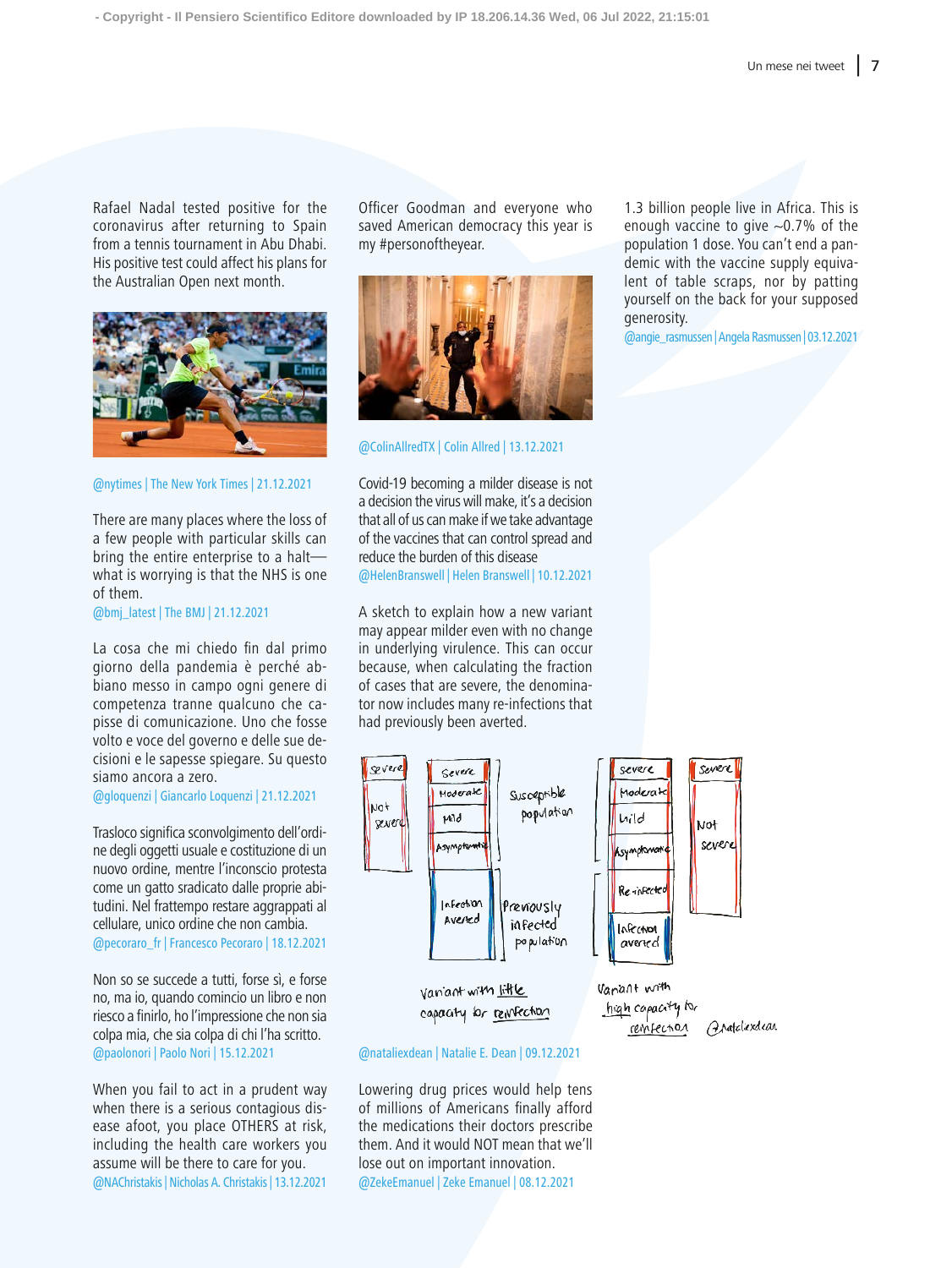Rafael Nadal tested positive for the coronavirus after returning to Spain from a tennis tournament in Abu Dhabi. His positive test could affect his plans for the Australian Open next month.

@nytimes | The New York Times | 21.12.2021

There are many places where the loss of a few people with particular skills can bring the entire enterprise to a halt—what is worrying is that the NHS is one of them.
@bmj_latest | The BMJ | 21.12.2021

La cosa che mi chiedo fin dal primo giorno della pandemia è perché abbiano messo in campo ogni genere di competenza tranne qualcuno che capisse di comunicazione. Uno che fosse volto e voce del governo e delle sue decisioni e le sapesse spiegare. Su questo siamo ancora a zero.
@gloquenzi | Giancarlo Loquenzi | 21.12.2021

Trasloco significa sconvolgimento dell'ordine degli oggetti usuale e costituzione di un nuovo ordine, mentre l'inconscio protesta come un gatto sradicato dalle proprie abitudini. Nel frattempo restare aggrappati al cellulare, unico ordine che non cambia.
@pecoraro_fr | Francesco Pecoraro | 18.12.2021

Non so se succede a tutti, forse sì, e forse no, ma io, quando comincio un libro e non riesco a finirlo, ho l'impressione che non sia colpa mia, che sia colpa di chi l'ha scritto.
@paolonori | Paolo Nori | 15.12.2021

When you fail to act in a prudent way when there is a serious contagious disease afoot, you place OTHERS at risk, including the health care workers you assume will be there to care for you.
@NAChristakis | Nicholas A. Christakis | 13.12.2021

Officer Goodman and everyone who saved American democracy this year is my #personoftheyear.

@ColinAllredTX | Colin Allred | 13.12.2021

Covid-19 becoming a milder disease is not a decision the virus will make, it's a decision that all of us can make if we take advantage of the vaccines that can control spread and reduce the burden of this disease
@HelenBranswell | Helen Branswell | 10.12.2021

A sketch to explain how a new variant may appear milder even with no change in underlying virulence. This can occur because, when calculating the fraction of cases that are severe, the denominator now includes many re-infections that had previously been averted.

@nataliexdean | Natalie E. Dean | 09.12.2021

Lowering drug prices would help tens of millions of Americans finally afford the medications their doctors prescribe them. And it would NOT mean that we'll lose out on important innovation.
@ZekeEmanuel | Zeke Emanuel | 08.12.2021

1.3 billion people live in Africa. This is enough vaccine to give ~0.7% of the population 1 dose. You can't end a pandemic with the vaccine supply equivalent of table scraps, nor by patting yourself on the back for your supposed generosity.
@angie_rasmussen | Angela Rasmussen | 03.12.2021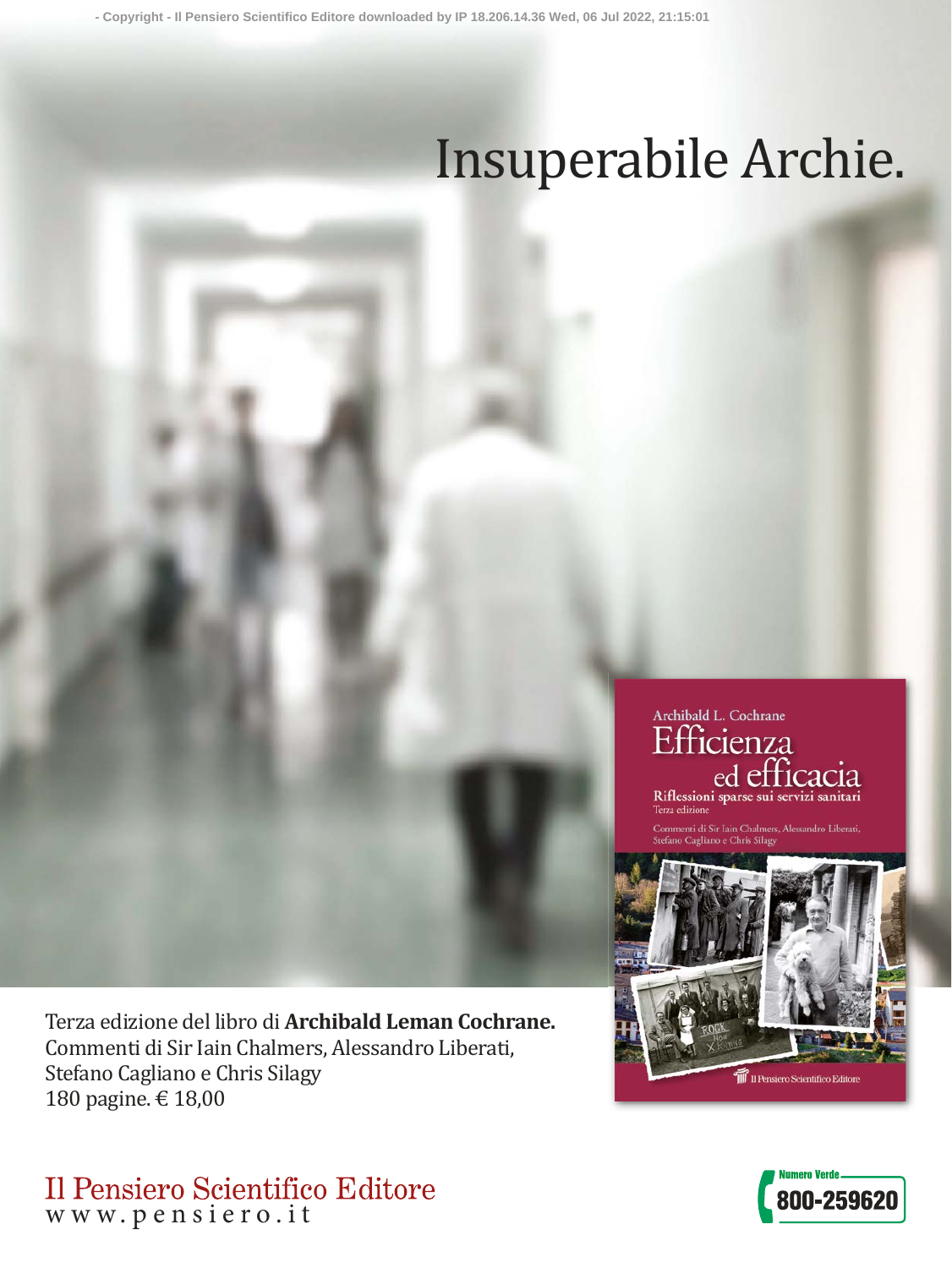# Insuperabile Archie.

Archibald L. Cochrane
Efficienza ed efficacia
Riflessioni sparse sui servizi sanitari
Terza edizione
Commenti di Sir Iain Chalmers, Alessandro Liberati, Stefano Cagliano e Chris Silagy
Il Pensiero Scientifico Editore

Terza edizione del libro di **Archibald Leman Cochrane.**
Commenti di Sir Iain Chalmers, Alessandro Liberati, Stefano Cagliano e Chris Silagy
180 pagine. € 18,00

Il Pensiero Scientifico Editore
www.pensiero.it

Numero Verde
800-259620